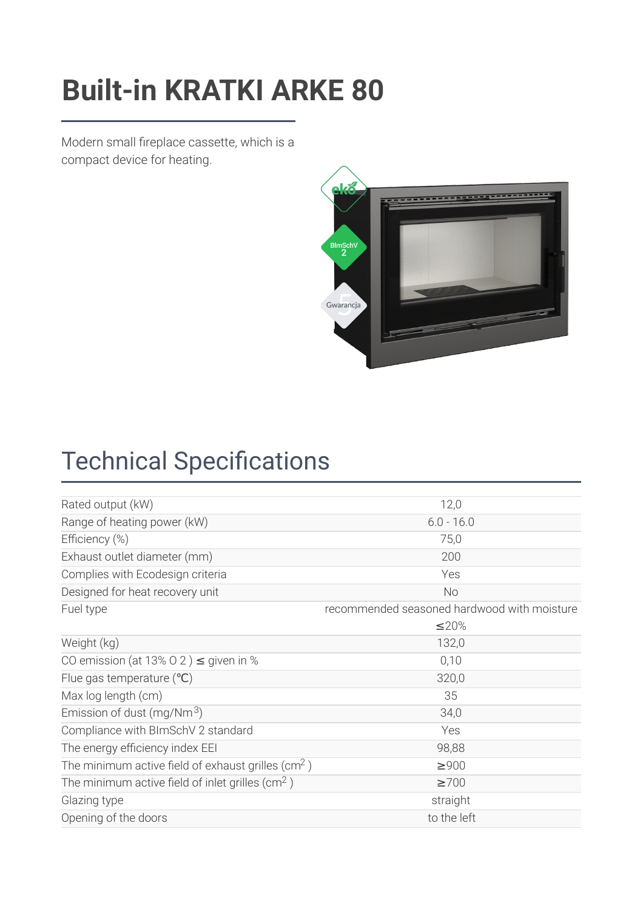# Built-in KRATKI ARKE 80

Modern small fireplace cassette, which is a compact device for heating.

## Technical Specifications

| | |
|---|---|
| Rated output (kW) | 12,0 |
| Range of heating power (kW) | 6.0 - 16.0 |
| Efficiency (%) | 75,0 |
| Exhaust outlet diameter (mm) | 200 |
| Complies with Ecodesign criteria | Yes |
| Designed for heat recovery unit | No |
| Fuel type | recommended seasoned hardwood with moisture ≤20% |
| Weight (kg) | 132,0 |
| CO emission (at 13% $O_2$) ≤ given in % | 0,10 |
| Flue gas temperature (℃) | 320,0 |
| Max log length (cm) | 35 |
| Emission of dust ($mg/Nm^3$) | 34,0 |
| Compliance with BImSchV 2 standard | Yes |
| The energy efficiency index EEI | 98,88 |
| The minimum active field of exhaust grilles ($cm^2$) | ≥900 |
| The minimum active field of inlet grilles ($cm^2$) | ≥700 |
| Glazing type | straight |
| Opening of the doors | to the left |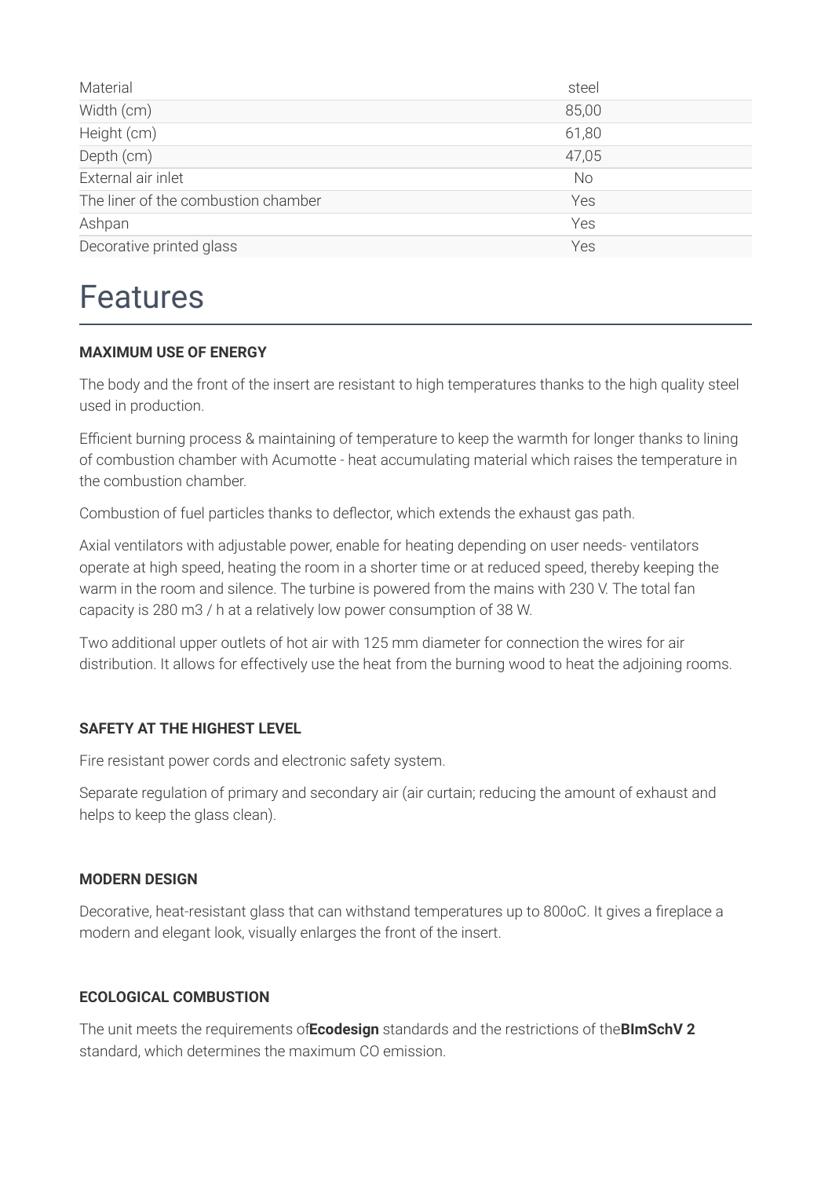| Material | steel |
|---|---|
| Width (cm) | 85,00 |
| Height (cm) | 61,80 |
| Depth (cm) | 47,05 |
| External air inlet | No |
| The liner of the combustion chamber | Yes |
| Ashpan | Yes |
| Decorative printed glass | Yes |

# Features

**MAXIMUM USE OF ENERGY**

The body and the front of the insert are resistant to high temperatures thanks to the high quality steel used in production.

Efficient burning process & maintaining of temperature to keep the warmth for longer thanks to lining of combustion chamber with Acumotte - heat accumulating material which raises the temperature in the combustion chamber.

Combustion of fuel particles thanks to deflector, which extends the exhaust gas path.

Axial ventilators with adjustable power, enable for heating depending on user needs- ventilators operate at high speed, heating the room in a shorter time or at reduced speed, thereby keeping the warm in the room and silence. The turbine is powered from the mains with 230 V. The total fan capacity is 280 m3 / h at a relatively low power consumption of 38 W.

Two additional upper outlets of hot air with 125 mm diameter for connection the wires for air distribution. It allows for effectively use the heat from the burning wood to heat the adjoining rooms.

**SAFETY AT THE HIGHEST LEVEL**

Fire resistant power cords and electronic safety system.

Separate regulation of primary and secondary air (air curtain; reducing the amount of exhaust and helps to keep the glass clean).

**MODERN DESIGN**

Decorative, heat-resistant glass that can withstand temperatures up to 800oC. It gives a fireplace a modern and elegant look, visually enlarges the front of the insert.

**ECOLOGICAL COMBUSTION**

The unit meets the requirements of**Ecodesign** standards and the restrictions of the**BImSchV 2** standard, which determines the maximum CO emission.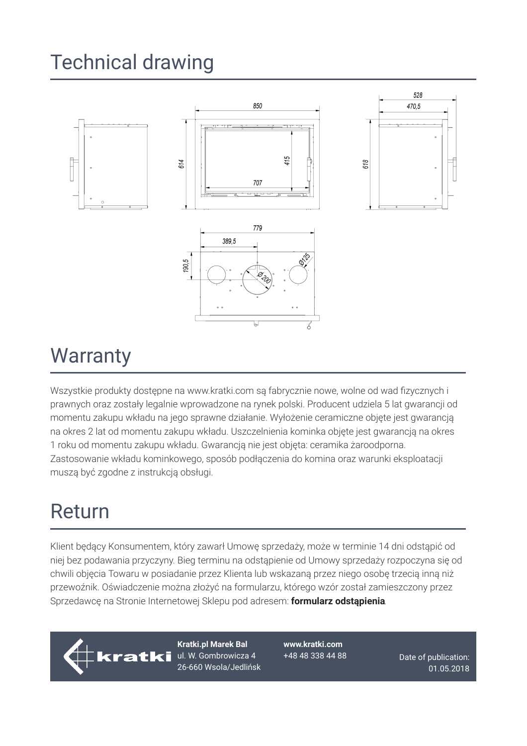# Technical drawing

850
614
415
707
528
470,5
618
779
389,5
190,5
Ø125
Ø200

# Warranty

Wszystkie produkty dostępne na www.kratki.com są fabrycznie nowe, wolne od wad fizycznych i prawnych oraz zostały legalnie wprowadzone na rynek polski. Producent udziela 5 lat gwarancji od momentu zakupu wkładu na jego sprawne działanie. Wyłożenie ceramiczne objęte jest gwarancją na okres 2 lat od momentu zakupu wkładu. Uszczelnienia kominka objęte jest gwarancją na okres 1 roku od momentu zakupu wkładu. Gwarancją nie jest objęta: ceramika żaroodporna. Zastosowanie wkładu kominkowego, sposób podłączenia do komina oraz warunki eksploatacji muszą być zgodne z instrukcją obsługi.

# Return

Klient będący Konsumentem, który zawarł Umowę sprzedaży, może w terminie 14 dni odstąpić od niej bez podawania przyczyny. Bieg terminu na odstąpienie od Umowy sprzedaży rozpoczyna się od chwili objęcia Towaru w posiadanie przez Klienta lub wskazaną przez niego osobę trzecią inną niż przewoźnik. Oświadczenie można złożyć na formularzu, którego wzór został zamieszczony przez Sprzedawcę na Stronie Internetowej Sklepu pod adresem: **formularz odstąpienia**.

kratki

**Kratki.pl Marek Bal**
ul. W. Gombrowicza 4
26-660 Wsola/Jedlińsk

**www.kratki.com**
+48 48 338 44 88

Date of publication:
01.05.2018